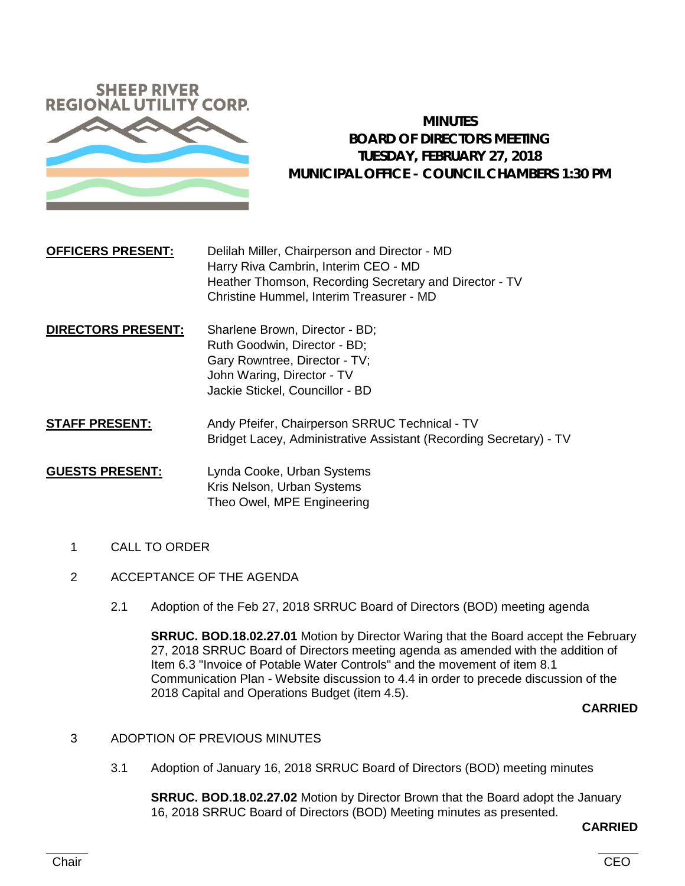SHEEP RIVER REGIONAL UTILITY CORP.

# MINUTES
## BOARD OF DIRECTORS MEETING
## TUESDAY, FEBRUARY 27, 2018
## MUNICIPAL OFFICE - COUNCIL CHAMBERS 1:30 PM

**OFFICERS PRESENT:**
Delilah Miller, Chairperson and Director - MD
Harry Riva Cambrin, Interim CEO - MD
Heather Thomson, Recording Secretary and Director - TV
Christine Hummel, Interim Treasurer - MD

**DIRECTORS PRESENT:**
Sharlene Brown, Director - BD;
Ruth Goodwin, Director - BD;
Gary Rowntree, Director - TV;
John Waring, Director - TV
Jackie Stickel, Councillor - BD

**STAFF PRESENT:**
Andy Pfeifer, Chairperson SRRUC Technical - TV
Bridget Lacey, Administrative Assistant (Recording Secretary) - TV

**GUESTS PRESENT:**
Lynda Cooke, Urban Systems
Kris Nelson, Urban Systems
Theo Owel, MPE Engineering

1 CALL TO ORDER

2 ACCEPTANCE OF THE AGENDA

2.1 Adoption of the Feb 27, 2018 SRRUC Board of Directors (BOD) meeting agenda

**SRRUC. BOD.18.02.27.01** Motion by Director Waring that the Board accept the February 27, 2018 SRRUC Board of Directors meeting agenda as amended with the addition of Item 6.3 "Invoice of Potable Water Controls" and the movement of item 8.1 Communication Plan - Website discussion to 4.4 in order to precede discussion of the 2018 Capital and Operations Budget (item 4.5).

**CARRIED**

3 ADOPTION OF PREVIOUS MINUTES

3.1 Adoption of January 16, 2018 SRRUC Board of Directors (BOD) meeting minutes

**SRRUC. BOD.18.02.27.02** Motion by Director Brown that the Board adopt the January 16, 2018 SRRUC Board of Directors (BOD) Meeting minutes as presented.

**CARRIED**

Chair CEO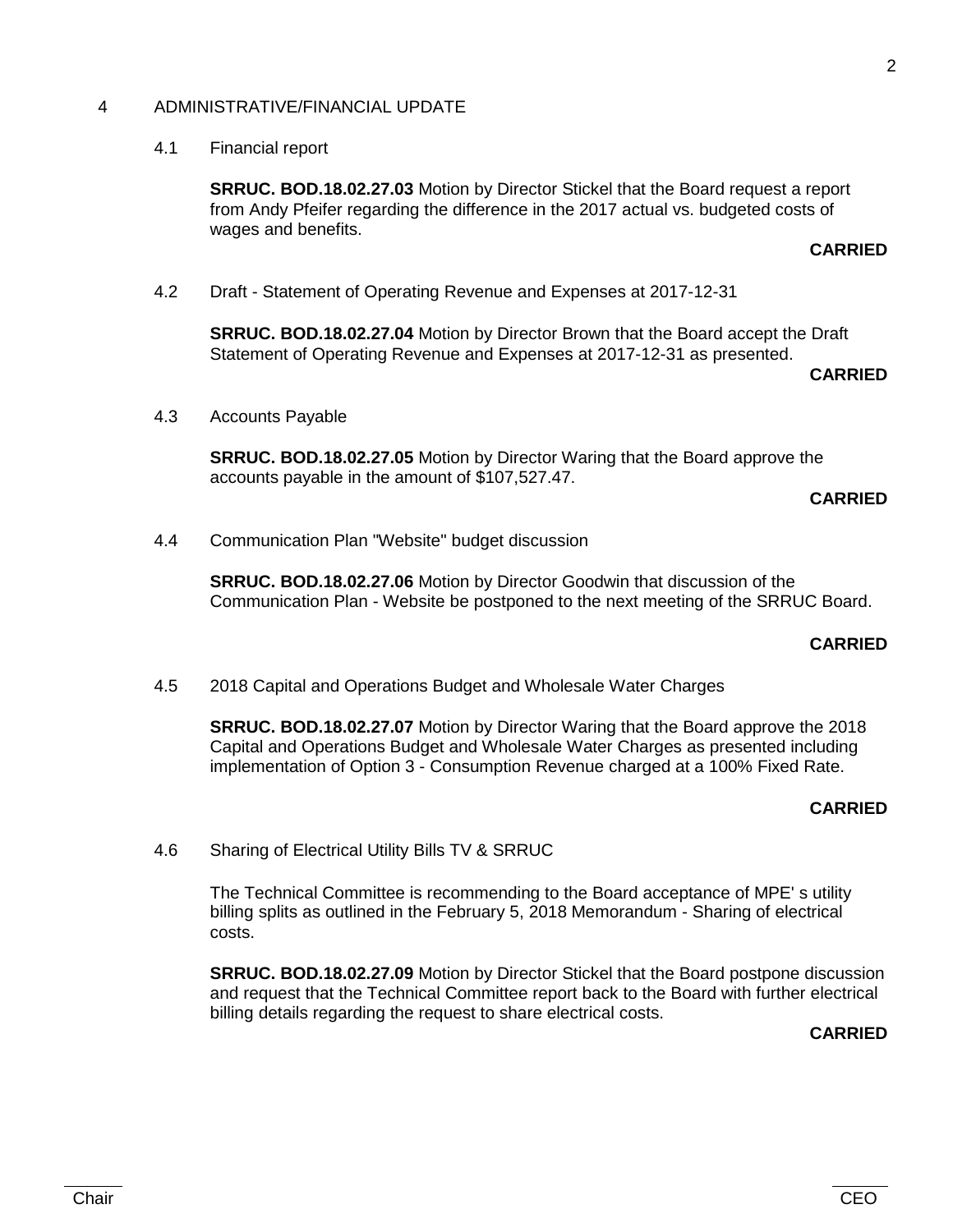## 4 ADMINISTRATIVE/FINANCIAL UPDATE

### 4.1 Financial report

**SRRUC. BOD.18.02.27.03** Motion by Director Stickel that the Board request a report from Andy Pfeifer regarding the difference in the 2017 actual vs. budgeted costs of wages and benefits.

**CARRIED**

### 4.2 Draft - Statement of Operating Revenue and Expenses at 2017-12-31

**SRRUC. BOD.18.02.27.04** Motion by Director Brown that the Board accept the Draft Statement of Operating Revenue and Expenses at 2017-12-31 as presented.

**CARRIED**

### 4.3 Accounts Payable

**SRRUC. BOD.18.02.27.05** Motion by Director Waring that the Board approve the accounts payable in the amount of $107,527.47.

**CARRIED**

### 4.4 Communication Plan "Website" budget discussion

**SRRUC. BOD.18.02.27.06** Motion by Director Goodwin that discussion of the Communication Plan - Website be postponed to the next meeting of the SRRUC Board.

**CARRIED**

### 4.5 2018 Capital and Operations Budget and Wholesale Water Charges

**SRRUC. BOD.18.02.27.07** Motion by Director Waring that the Board approve the 2018 Capital and Operations Budget and Wholesale Water Charges as presented including implementation of Option 3 - Consumption Revenue charged at a 100% Fixed Rate.

**CARRIED**

### 4.6 Sharing of Electrical Utility Bills TV & SRRUC

The Technical Committee is recommending to the Board acceptance of MPE' s utility billing splits as outlined in the February 5, 2018 Memorandum - Sharing of electrical costs.

**SRRUC. BOD.18.02.27.09** Motion by Director Stickel that the Board postpone discussion and request that the Technical Committee report back to the Board with further electrical billing details regarding the request to share electrical costs.

**CARRIED**

Chair CEO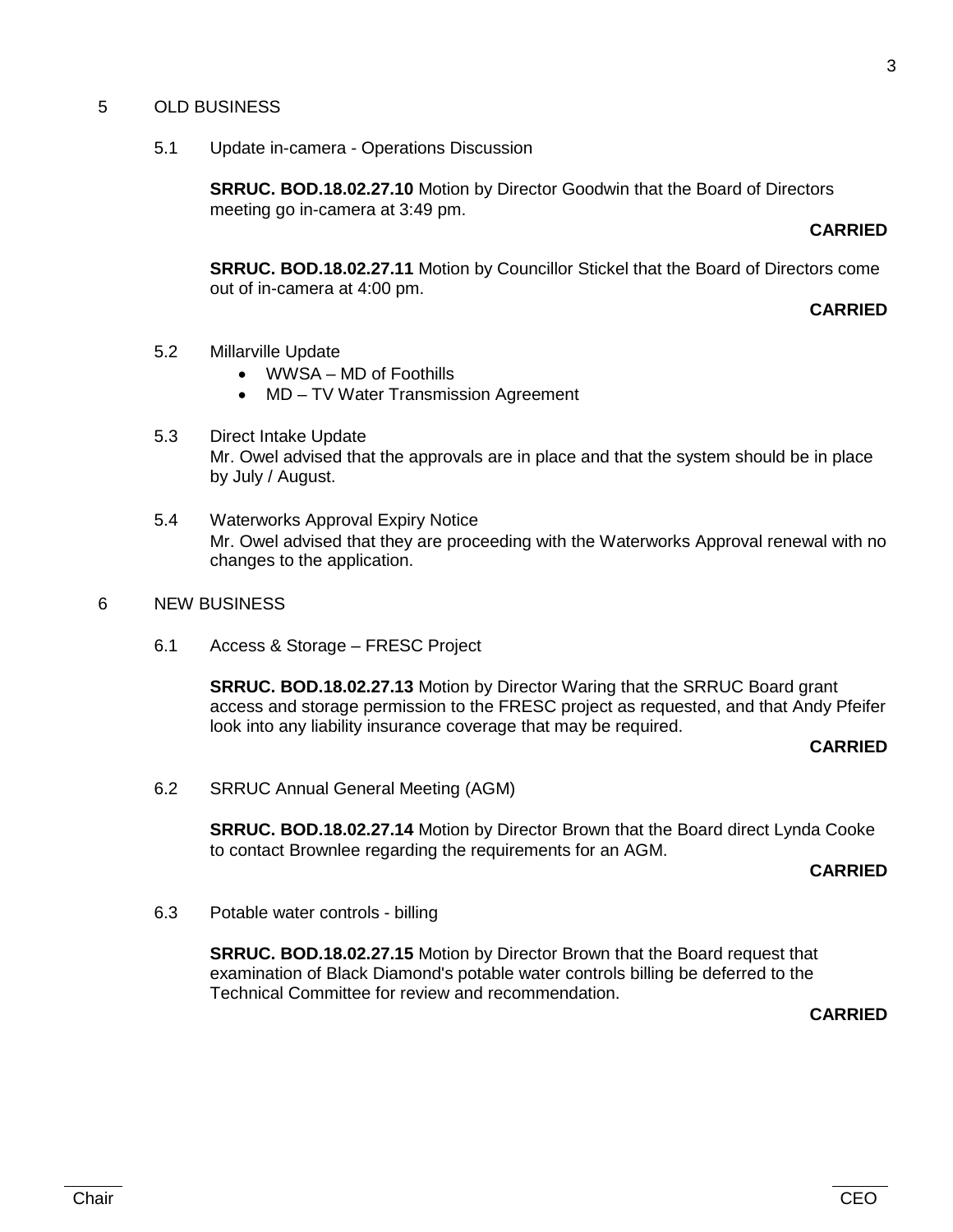## 5 OLD BUSINESS

### 5.1 Update in-camera - Operations Discussion

**SRRUC. BOD.18.02.27.10** Motion by Director Goodwin that the Board of Directors meeting go in-camera at 3:49 pm.

**CARRIED**

**SRRUC. BOD.18.02.27.11** Motion by Councillor Stickel that the Board of Directors come out of in-camera at 4:00 pm.

**CARRIED**

### 5.2 Millarville Update

- WWSA – MD of Foothills
- MD – TV Water Transmission Agreement

### 5.3 Direct Intake Update

Mr. Owel advised that the approvals are in place and that the system should be in place by July / August.

### 5.4 Waterworks Approval Expiry Notice

Mr. Owel advised that they are proceeding with the Waterworks Approval renewal with no changes to the application.

## 6 NEW BUSINESS

### 6.1 Access & Storage – FRESC Project

**SRRUC. BOD.18.02.27.13** Motion by Director Waring that the SRRUC Board grant access and storage permission to the FRESC project as requested, and that Andy Pfeifer look into any liability insurance coverage that may be required.

**CARRIED**

### 6.2 SRRUC Annual General Meeting (AGM)

**SRRUC. BOD.18.02.27.14** Motion by Director Brown that the Board direct Lynda Cooke to contact Brownlee regarding the requirements for an AGM.

**CARRIED**

### 6.3 Potable water controls - billing

**SRRUC. BOD.18.02.27.15** Motion by Director Brown that the Board request that examination of Black Diamond's potable water controls billing be deferred to the Technical Committee for review and recommendation.

**CARRIED**

Chair CEO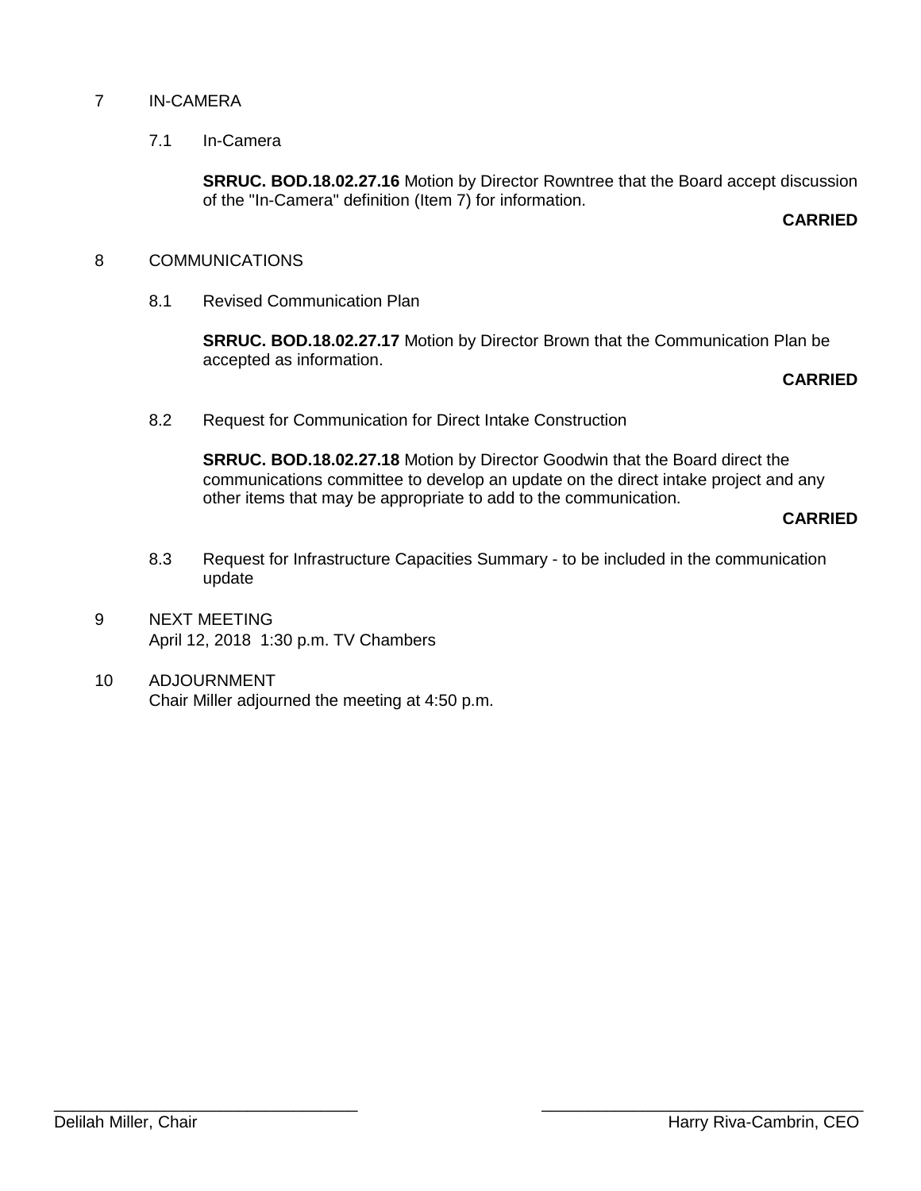7 IN-CAMERA

7.1 In-Camera

**SRRUC. BOD.18.02.27.16** Motion by Director Rowntree that the Board accept discussion of the "In-Camera" definition (Item 7) for information.

**CARRIED**

8 COMMUNICATIONS

8.1 Revised Communication Plan

**SRRUC. BOD.18.02.27.17** Motion by Director Brown that the Communication Plan be accepted as information.

**CARRIED**

8.2 Request for Communication for Direct Intake Construction

**SRRUC. BOD.18.02.27.18** Motion by Director Goodwin that the Board direct the communications committee to develop an update on the direct intake project and any other items that may be appropriate to add to the communication.

**CARRIED**

8.3 Request for Infrastructure Capacities Summary - to be included in the communication update

9 NEXT MEETING
April 12, 2018 1:30 p.m. TV Chambers

10 ADJOURNMENT
Chair Miller adjourned the meeting at 4:50 p.m.

\_\_\_\_\_\_\_\_\_\_\_\_\_\_\_\_\_\_\_\_\_\_\_\_\_\_\_\_\_\_\_\_\_\_
Delilah Miller, Chair

\_\_\_\_\_\_\_\_\_\_\_\_\_\_\_\_\_\_\_\_\_\_\_\_\_\_\_\_\_\_\_\_\_\_
Harry Riva-Cambrin, CEO